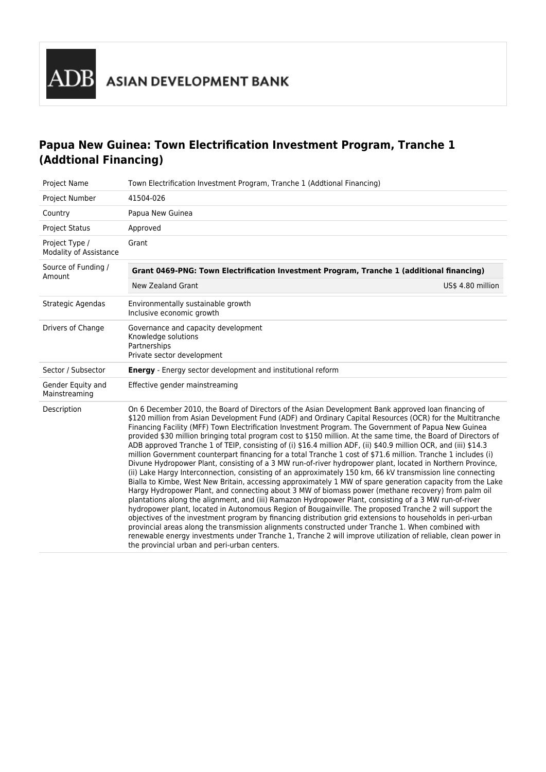ADB ASIAN DEVELOPMENT BANK

# Papua New Guinea: Town Electrification Investment Program, Tranche 1 (Addtional Financing)

| Project Name | Town Electrification Investment Program, Tranche 1 (Addtional Financing) |
| --- | --- |
| Project Number | 41504-026 |
| Country | Papua New Guinea |
| Project Status | Approved |
| Project Type / Modality of Assistance | Grant |
| Source of Funding / Amount | **Grant 0469-PNG: Town Electrification Investment Program, Tranche 1 (additional financing)**<br>New Zealand Grant — US$ 4.80 million |
| Strategic Agendas | Environmentally sustainable growth<br>Inclusive economic growth |
| Drivers of Change | Governance and capacity development<br>Knowledge solutions<br>Partnerships<br>Private sector development |
| Sector / Subsector | **Energy** - Energy sector development and institutional reform |
| Gender Equity and Mainstreaming | Effective gender mainstreaming |
| Description | On 6 December 2010, the Board of Directors of the Asian Development Bank approved loan financing of $120 million from Asian Development Fund (ADF) and Ordinary Capital Resources (OCR) for the Multitranche Financing Facility (MFF) Town Electrification Investment Program. The Government of Papua New Guinea provided $30 million bringing total program cost to $150 million. At the same time, the Board of Directors of ADB approved Tranche 1 of TEIP, consisting of (i) $16.4 million ADF, (ii) $40.9 million OCR, and (iii) $14.3 million Government counterpart financing for a total Tranche 1 cost of $71.6 million. Tranche 1 includes (i) Divune Hydropower Plant, consisting of a 3 MW run-of-river hydropower plant, located in Northern Province, (ii) Lake Hargy Interconnection, consisting of an approximately 150 km, 66 kV transmission line connecting Bialla to Kimbe, West New Britain, accessing approximately 1 MW of spare generation capacity from the Lake Hargy Hydropower Plant, and connecting about 3 MW of biomass power (methane recovery) from palm oil plantations along the alignment, and (iii) Ramazon Hydropower Plant, consisting of a 3 MW run-of-river hydropower plant, located in Autonomous Region of Bougainville. The proposed Tranche 2 will support the objectives of the investment program by financing distribution grid extensions to households in peri-urban provincial areas along the transmission alignments constructed under Tranche 1. When combined with renewable energy investments under Tranche 1, Tranche 2 will improve utilization of reliable, clean power in the provincial urban and peri-urban centers. |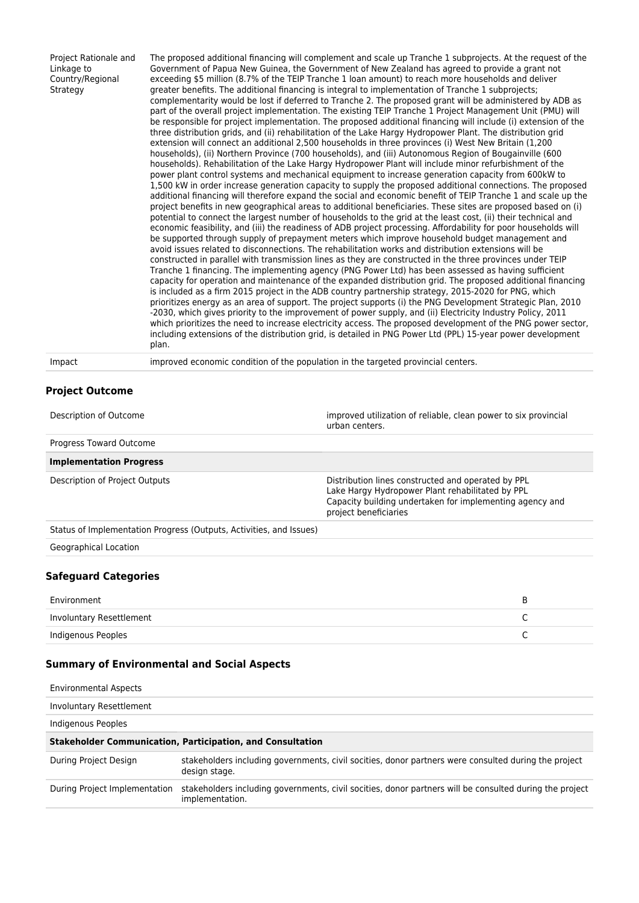| | |
|---|---|
| Project Rationale and Linkage to Country/Regional Strategy | The proposed additional financing will complement and scale up Tranche 1 subprojects. At the request of the Government of Papua New Guinea, the Government of New Zealand has agreed to provide a grant not exceeding $5 million (8.7% of the TEIP Tranche 1 loan amount) to reach more households and deliver greater benefits. The additional financing is integral to implementation of Tranche 1 subprojects; complementarity would be lost if deferred to Tranche 2. The proposed grant will be administered by ADB as part of the overall project implementation. The existing TEIP Tranche 1 Project Management Unit (PMU) will be responsible for project implementation. The proposed additional financing will include (i) extension of the three distribution grids, and (ii) rehabilitation of the Lake Hargy Hydropower Plant. The distribution grid extension will connect an additional 2,500 households in three provinces (i) West New Britain (1,200 households), (ii) Northern Province (700 households), and (iii) Autonomous Region of Bougainville (600 households). Rehabilitation of the Lake Hargy Hydropower Plant will include minor refurbishment of the power plant control systems and mechanical equipment to increase generation capacity from 600kW to 1,500 kW in order increase generation capacity to supply the proposed additional connections. The proposed additional financing will therefore expand the social and economic benefit of TEIP Tranche 1 and scale up the project benefits in new geographical areas to additional beneficiaries. These sites are proposed based on (i) potential to connect the largest number of households to the grid at the least cost, (ii) their technical and economic feasibility, and (iii) the readiness of ADB project processing. Affordability for poor households will be supported through supply of prepayment meters which improve household budget management and avoid issues related to disconnections. The rehabilitation works and distribution extensions will be constructed in parallel with transmission lines as they are constructed in the three provinces under TEIP Tranche 1 financing. The implementing agency (PNG Power Ltd) has been assessed as having sufficient capacity for operation and maintenance of the expanded distribution grid. The proposed additional financing is included as a firm 2015 project in the ADB country partnership strategy, 2015-2020 for PNG, which prioritizes energy as an area of support. The project supports (i) the PNG Development Strategic Plan, 2010 -2030, which gives priority to the improvement of power supply, and (ii) Electricity Industry Policy, 2011 which prioritizes the need to increase electricity access. The proposed development of the PNG power sector, including extensions of the distribution grid, is detailed in PNG Power Ltd (PPL) 15-year power development plan. |
| Impact | improved economic condition of the population in the targeted provincial centers. |

## Project Outcome

| | |
|---|---|
| Description of Outcome | improved utilization of reliable, clean power to six provincial urban centers. |
| Progress Toward Outcome | |
| **Implementation Progress** | |
| Description of Project Outputs | Distribution lines constructed and operated by PPL<br>Lake Hargy Hydropower Plant rehabilitated by PPL<br>Capacity building undertaken for implementing agency and project beneficiaries |
| Status of Implementation Progress (Outputs, Activities, and Issues) | |
| Geographical Location | |

## Safeguard Categories

| | |
|---|---|
| Environment | B |
| Involuntary Resettlement | C |
| Indigenous Peoples | C |

## Summary of Environmental and Social Aspects

| | |
|---|---|
| Environmental Aspects | |
| Involuntary Resettlement | |
| Indigenous Peoples | |
| **Stakeholder Communication, Participation, and Consultation** | |
| During Project Design | stakeholders including governments, civil socities, donor partners were consulted during the project design stage. |
| During Project Implementation | stakeholders including governments, civil socities, donor partners will be consulted during the project implementation. |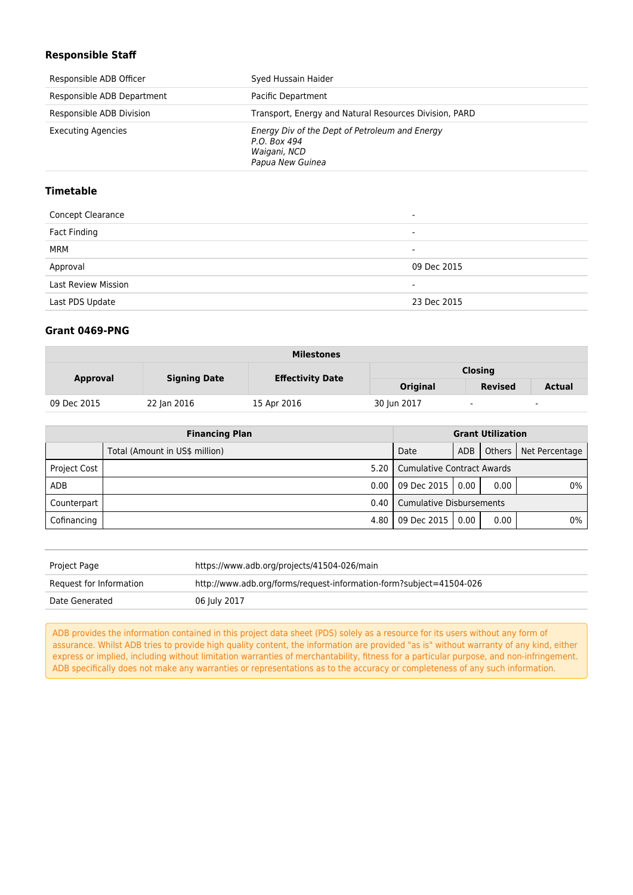### Responsible Staff

| | |
|---|---|
| Responsible ADB Officer | Syed Hussain Haider |
| Responsible ADB Department | Pacific Department |
| Responsible ADB Division | Transport, Energy and Natural Resources Division, PARD |
| Executing Agencies | *Energy Div of the Dept of Petroleum and Energy*<br>*P.O. Box 494*<br>*Waigani, NCD*<br>*Papua New Guinea* |

### Timetable

| | |
|---|---|
| Concept Clearance | - |
| Fact Finding | - |
| MRM | - |
| Approval | 09 Dec 2015 |
| Last Review Mission | - |
| Last PDS Update | 23 Dec 2015 |

### Grant 0469-PNG

| Milestones | | | | | |
|---|---|---|---|---|---|
| Approval | Signing Date | Effectivity Date | Closing | | |
| | | | Original | Revised | Actual |
| 09 Dec 2015 | 22 Jan 2016 | 15 Apr 2016 | 30 Jun 2017 | - | - |

| Financing Plan | | Grant Utilization | | | |
|---|---|---|---|---|---|
| | Total (Amount in US$ million) | Date | ADB | Others | Net Percentage |
| Project Cost | 5.20 | Cumulative Contract Awards | | | |
| ADB | 0.00 | 09 Dec 2015 | 0.00 | 0.00 | 0% |
| Counterpart | 0.40 | Cumulative Disbursements | | | |
| Cofinancing | 4.80 | 09 Dec 2015 | 0.00 | 0.00 | 0% |

| | |
|---|---|
| Project Page | https://www.adb.org/projects/41504-026/main |
| Request for Information | http://www.adb.org/forms/request-information-form?subject=41504-026 |
| Date Generated | 06 July 2017 |

ADB provides the information contained in this project data sheet (PDS) solely as a resource for its users without any form of assurance. Whilst ADB tries to provide high quality content, the information are provided "as is" without warranty of any kind, either express or implied, including without limitation warranties of merchantability, fitness for a particular purpose, and non-infringement. ADB specifically does not make any warranties or representations as to the accuracy or completeness of any such information.